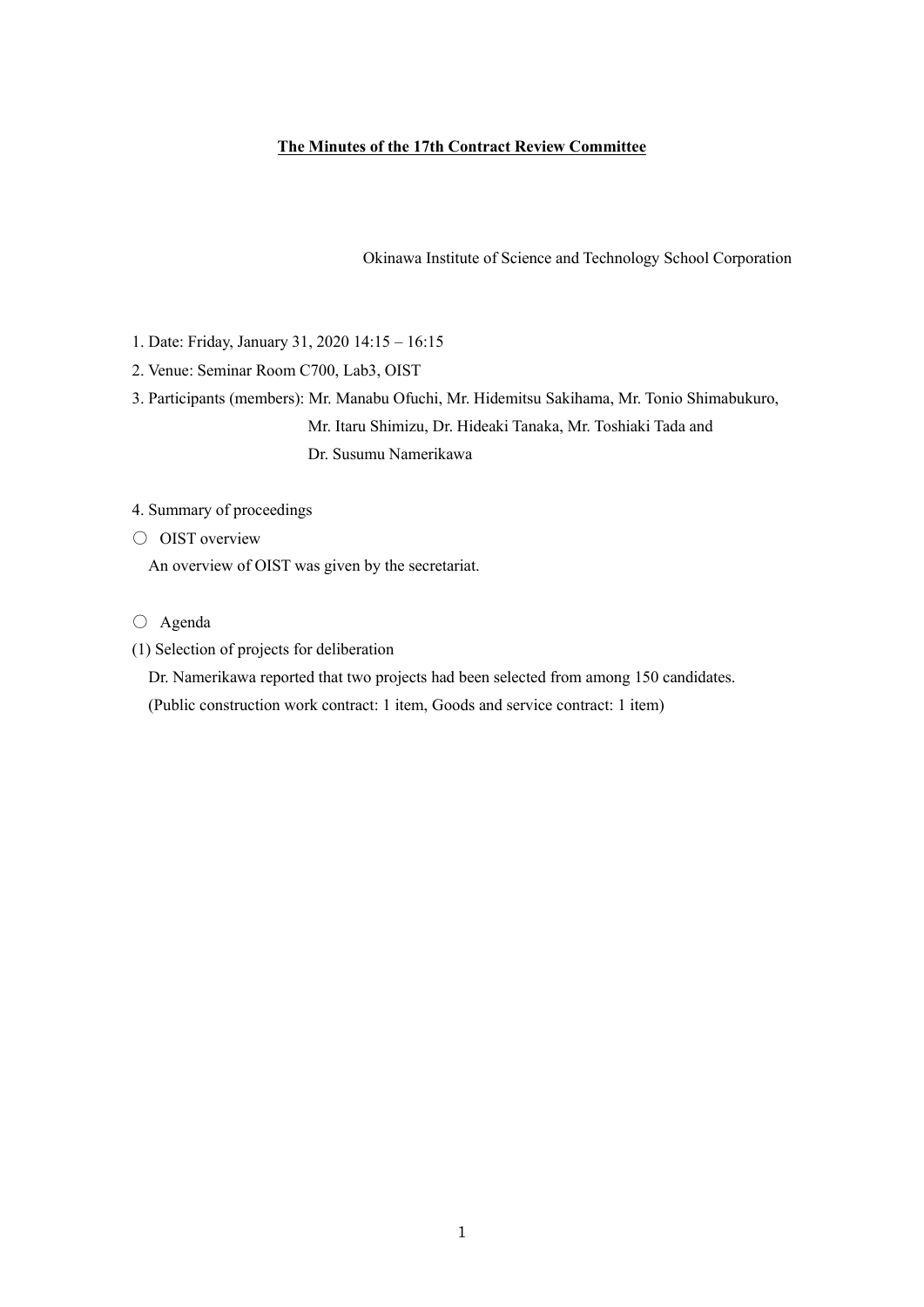# The Minutes of the 17th Contract Review Committee

Okinawa Institute of Science and Technology School Corporation

1. Date: Friday, January 31, 2020 14:15 – 16:15
2. Venue: Seminar Room C700, Lab3, OIST
3. Participants (members): Mr. Manabu Ofuchi, Mr. Hidemitsu Sakihama, Mr. Tonio Shimabukuro, Mr. Itaru Shimizu, Dr. Hideaki Tanaka, Mr. Toshiaki Tada and Dr. Susumu Namerikawa
4. Summary of proceedings

○ OIST overview

An overview of OIST was given by the secretariat.

○ Agenda

(1) Selection of projects for deliberation

Dr. Namerikawa reported that two projects had been selected from among 150 candidates. (Public construction work contract: 1 item, Goods and service contract: 1 item)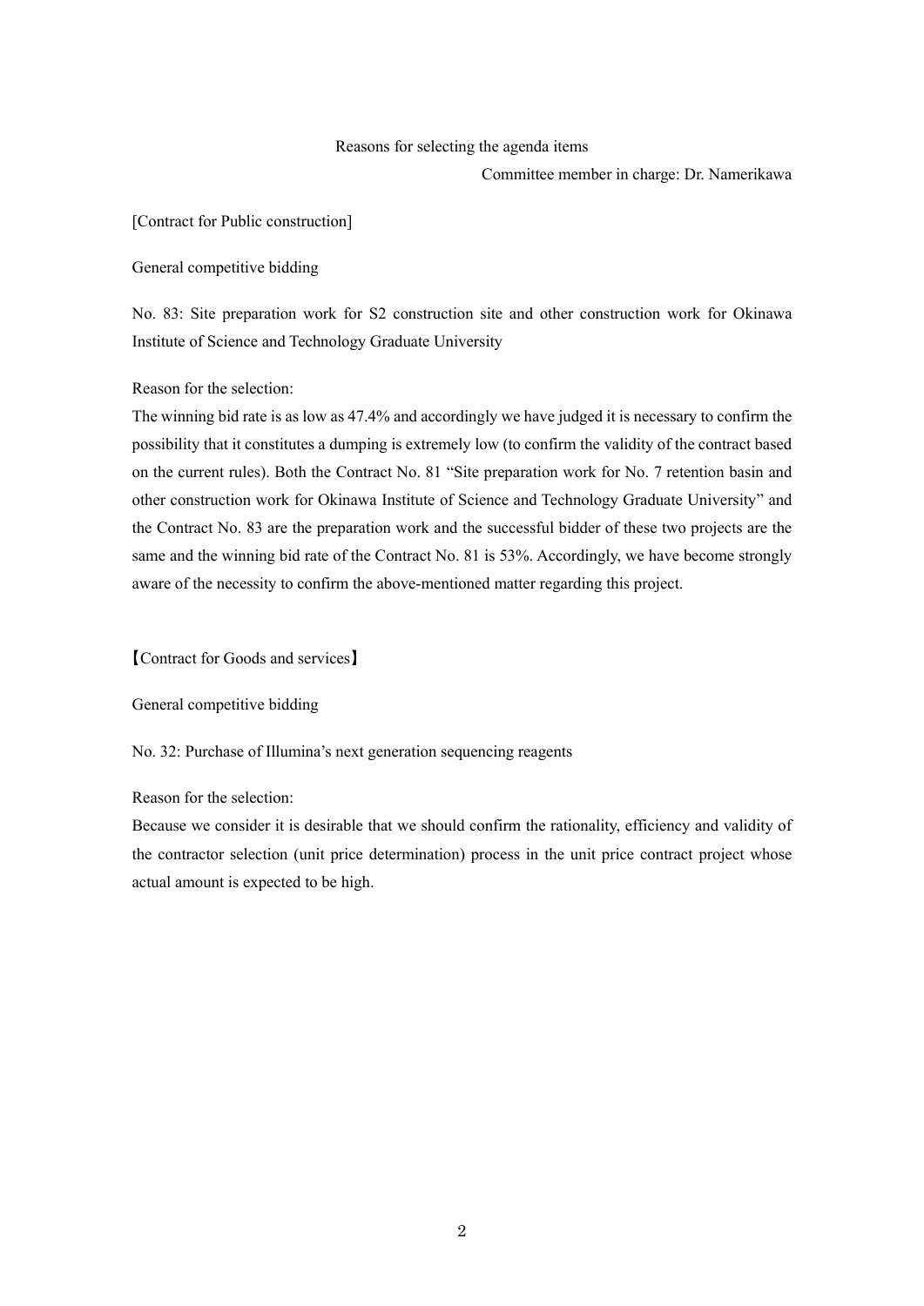Reasons for selecting the agenda items

Committee member in charge: Dr. Namerikawa

[Contract for Public construction]

General competitive bidding

No. 83: Site preparation work for S2 construction site and other construction work for Okinawa Institute of Science and Technology Graduate University

Reason for the selection:

The winning bid rate is as low as 47.4% and accordingly we have judged it is necessary to confirm the possibility that it constitutes a dumping is extremely low (to confirm the validity of the contract based on the current rules). Both the Contract No. 81 "Site preparation work for No. 7 retention basin and other construction work for Okinawa Institute of Science and Technology Graduate University" and the Contract No. 83 are the preparation work and the successful bidder of these two projects are the same and the winning bid rate of the Contract No. 81 is 53%. Accordingly, we have become strongly aware of the necessity to confirm the above-mentioned matter regarding this project.

【Contract for Goods and services】

General competitive bidding

No. 32: Purchase of Illumina's next generation sequencing reagents

Reason for the selection:

Because we consider it is desirable that we should confirm the rationality, efficiency and validity of the contractor selection (unit price determination) process in the unit price contract project whose actual amount is expected to be high.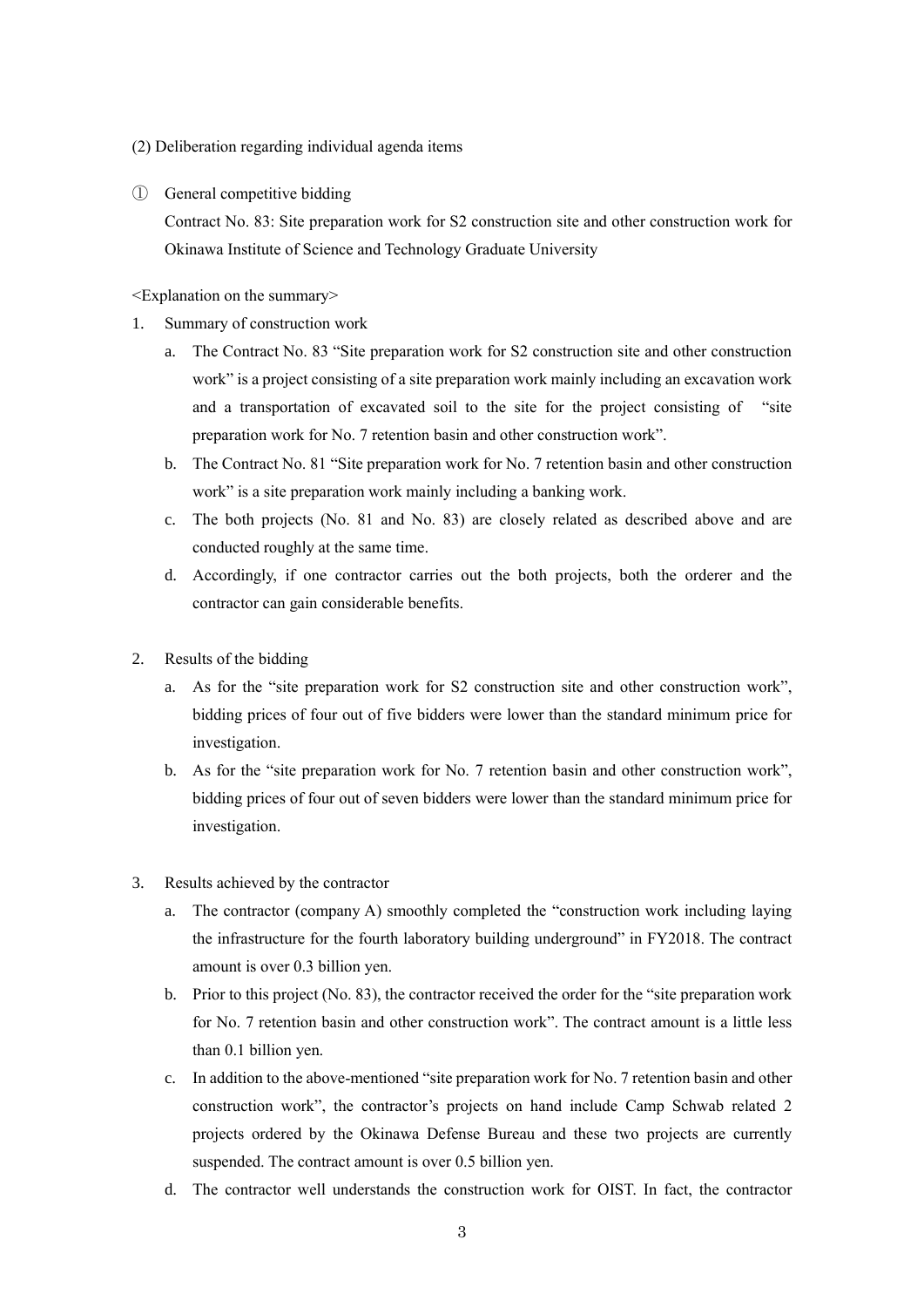(2) Deliberation regarding individual agenda items

① General competitive bidding

Contract No. 83: Site preparation work for S2 construction site and other construction work for Okinawa Institute of Science and Technology Graduate University

<Explanation on the summary>

1. Summary of construction work
   a. The Contract No. 83 "Site preparation work for S2 construction site and other construction work" is a project consisting of a site preparation work mainly including an excavation work and a transportation of excavated soil to the site for the project consisting of "site preparation work for No. 7 retention basin and other construction work".
   b. The Contract No. 81 "Site preparation work for No. 7 retention basin and other construction work" is a site preparation work mainly including a banking work.
   c. The both projects (No. 81 and No. 83) are closely related as described above and are conducted roughly at the same time.
   d. Accordingly, if one contractor carries out the both projects, both the orderer and the contractor can gain considerable benefits.

2. Results of the bidding
   a. As for the "site preparation work for S2 construction site and other construction work", bidding prices of four out of five bidders were lower than the standard minimum price for investigation.
   b. As for the "site preparation work for No. 7 retention basin and other construction work", bidding prices of four out of seven bidders were lower than the standard minimum price for investigation.

3. Results achieved by the contractor
   a. The contractor (company A) smoothly completed the "construction work including laying the infrastructure for the fourth laboratory building underground" in FY2018. The contract amount is over 0.3 billion yen.
   b. Prior to this project (No. 83), the contractor received the order for the "site preparation work for No. 7 retention basin and other construction work". The contract amount is a little less than 0.1 billion yen.
   c. In addition to the above-mentioned "site preparation work for No. 7 retention basin and other construction work", the contractor's projects on hand include Camp Schwab related 2 projects ordered by the Okinawa Defense Bureau and these two projects are currently suspended. The contract amount is over 0.5 billion yen.
   d. The contractor well understands the construction work for OIST. In fact, the contractor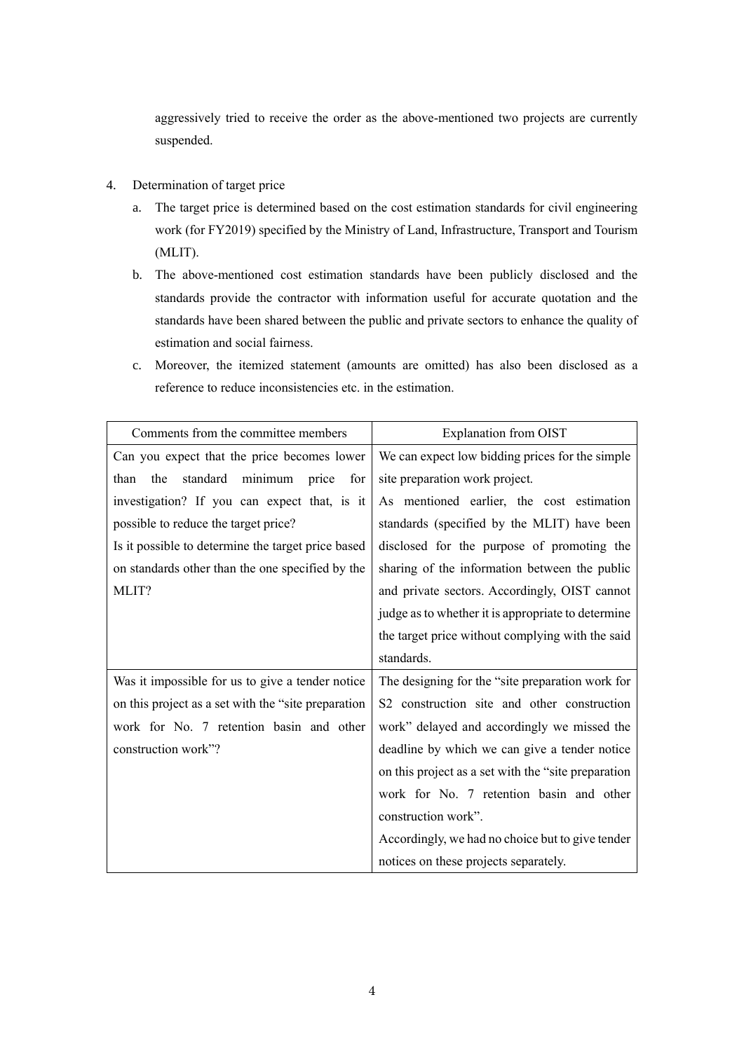aggressively tried to receive the order as the above-mentioned two projects are currently suspended.

4. Determination of target price
   a. The target price is determined based on the cost estimation standards for civil engineering work (for FY2019) specified by the Ministry of Land, Infrastructure, Transport and Tourism (MLIT).
   b. The above-mentioned cost estimation standards have been publicly disclosed and the standards provide the contractor with information useful for accurate quotation and the standards have been shared between the public and private sectors to enhance the quality of estimation and social fairness.
   c. Moreover, the itemized statement (amounts are omitted) has also been disclosed as a reference to reduce inconsistencies etc. in the estimation.

| Comments from the committee members | Explanation from OIST |
| --- | --- |
| Can you expect that the price becomes lower than the standard minimum price for investigation? If you can expect that, is it possible to reduce the target price?<br>Is it possible to determine the target price based on standards other than the one specified by the MLIT? | We can expect low bidding prices for the simple site preparation work project.<br>As mentioned earlier, the cost estimation standards (specified by the MLIT) have been disclosed for the purpose of promoting the sharing of the information between the public and private sectors. Accordingly, OIST cannot judge as to whether it is appropriate to determine the target price without complying with the said standards. |
| Was it impossible for us to give a tender notice on this project as a set with the "site preparation work for No. 7 retention basin and other construction work"? | The designing for the "site preparation work for S2 construction site and other construction work" delayed and accordingly we missed the deadline by which we can give a tender notice on this project as a set with the "site preparation work for No. 7 retention basin and other construction work".<br>Accordingly, we had no choice but to give tender notices on these projects separately. |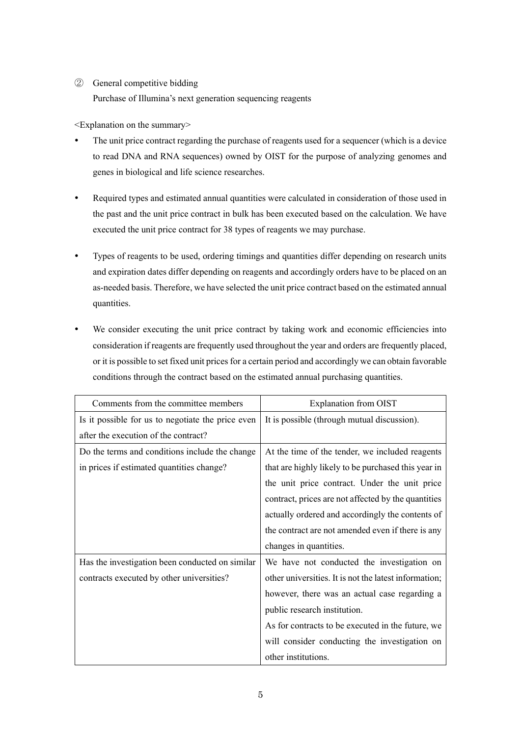② General competitive bidding

Purchase of Illumina's next generation sequencing reagents

<Explanation on the summary>

- The unit price contract regarding the purchase of reagents used for a sequencer (which is a device to read DNA and RNA sequences) owned by OIST for the purpose of analyzing genomes and genes in biological and life science researches.
- Required types and estimated annual quantities were calculated in consideration of those used in the past and the unit price contract in bulk has been executed based on the calculation. We have executed the unit price contract for 38 types of reagents we may purchase.
- Types of reagents to be used, ordering timings and quantities differ depending on research units and expiration dates differ depending on reagents and accordingly orders have to be placed on an as-needed basis. Therefore, we have selected the unit price contract based on the estimated annual quantities.
- We consider executing the unit price contract by taking work and economic efficiencies into consideration if reagents are frequently used throughout the year and orders are frequently placed, or it is possible to set fixed unit prices for a certain period and accordingly we can obtain favorable conditions through the contract based on the estimated annual purchasing quantities.

| Comments from the committee members | Explanation from OIST |
| --- | --- |
| Is it possible for us to negotiate the price even after the execution of the contract? | It is possible (through mutual discussion). |
| Do the terms and conditions include the change in prices if estimated quantities change? | At the time of the tender, we included reagents that are highly likely to be purchased this year in the unit price contract. Under the unit price contract, prices are not affected by the quantities actually ordered and accordingly the contents of the contract are not amended even if there is any changes in quantities. |
| Has the investigation been conducted on similar contracts executed by other universities? | We have not conducted the investigation on other universities. It is not the latest information; however, there was an actual case regarding a public research institution.<br>As for contracts to be executed in the future, we will consider conducting the investigation on other institutions. |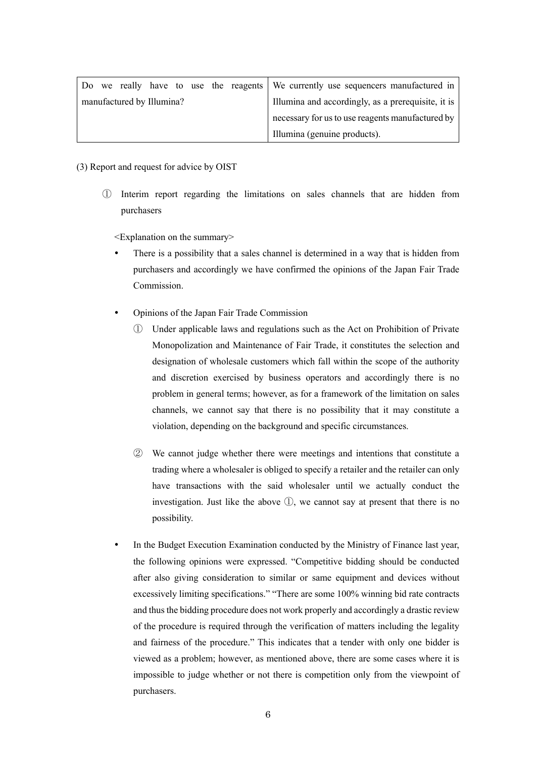| Do we really have to use the reagents manufactured by Illumina? | We currently use sequencers manufactured in Illumina and accordingly, as a prerequisite, it is necessary for us to use reagents manufactured by Illumina (genuine products). |
|---|---|

(3) Report and request for advice by OIST

① Interim report regarding the limitations on sales channels that are hidden from purchasers

<Explanation on the summary>

- There is a possibility that a sales channel is determined in a way that is hidden from purchasers and accordingly we have confirmed the opinions of the Japan Fair Trade Commission.

- Opinions of the Japan Fair Trade Commission
  ① Under applicable laws and regulations such as the Act on Prohibition of Private Monopolization and Maintenance of Fair Trade, it constitutes the selection and designation of wholesale customers which fall within the scope of the authority and discretion exercised by business operators and accordingly there is no problem in general terms; however, as for a framework of the limitation on sales channels, we cannot say that there is no possibility that it may constitute a violation, depending on the background and specific circumstances.

  ② We cannot judge whether there were meetings and intentions that constitute a trading where a wholesaler is obliged to specify a retailer and the retailer can only have transactions with the said wholesaler until we actually conduct the investigation. Just like the above ①, we cannot say at present that there is no possibility.

- In the Budget Execution Examination conducted by the Ministry of Finance last year, the following opinions were expressed. "Competitive bidding should be conducted after also giving consideration to similar or same equipment and devices without excessively limiting specifications." "There are some 100% winning bid rate contracts and thus the bidding procedure does not work properly and accordingly a drastic review of the procedure is required through the verification of matters including the legality and fairness of the procedure." This indicates that a tender with only one bidder is viewed as a problem; however, as mentioned above, there are some cases where it is impossible to judge whether or not there is competition only from the viewpoint of purchasers.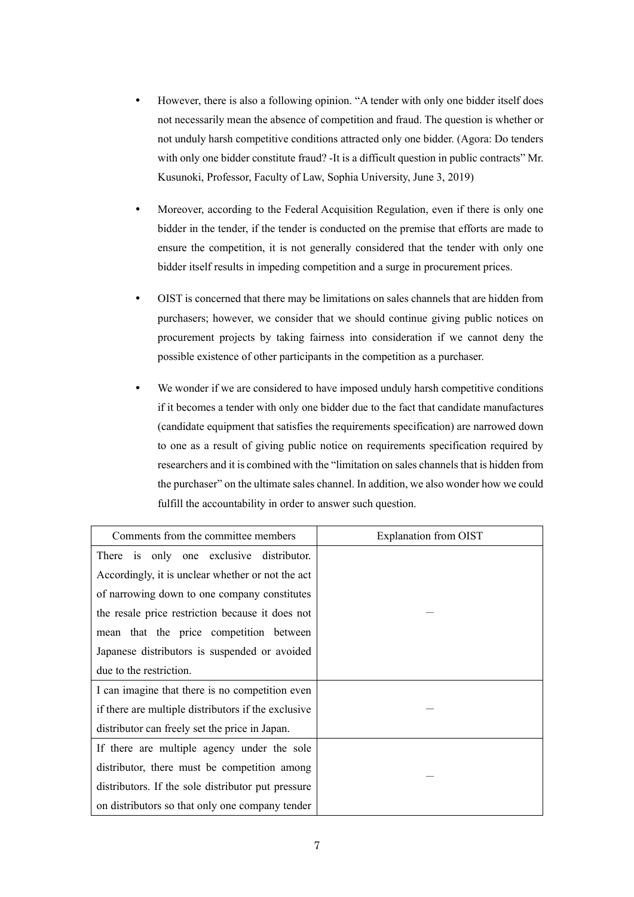- However, there is also a following opinion. "A tender with only one bidder itself does not necessarily mean the absence of competition and fraud. The question is whether or not unduly harsh competitive conditions attracted only one bidder. (Agora: Do tenders with only one bidder constitute fraud? -It is a difficult question in public contracts" Mr. Kusunoki, Professor, Faculty of Law, Sophia University, June 3, 2019)

- Moreover, according to the Federal Acquisition Regulation, even if there is only one bidder in the tender, if the tender is conducted on the premise that efforts are made to ensure the competition, it is not generally considered that the tender with only one bidder itself results in impeding competition and a surge in procurement prices.

- OIST is concerned that there may be limitations on sales channels that are hidden from purchasers; however, we consider that we should continue giving public notices on procurement projects by taking fairness into consideration if we cannot deny the possible existence of other participants in the competition as a purchaser.

- We wonder if we are considered to have imposed unduly harsh competitive conditions if it becomes a tender with only one bidder due to the fact that candidate manufactures (candidate equipment that satisfies the requirements specification) are narrowed down to one as a result of giving public notice on requirements specification required by researchers and it is combined with the "limitation on sales channels that is hidden from the purchaser" on the ultimate sales channel. In addition, we also wonder how we could fulfill the accountability in order to answer such question.

| Comments from the committee members | Explanation from OIST |
| --- | --- |
| There is only one exclusive distributor. Accordingly, it is unclear whether or not the act of narrowing down to one company constitutes the resale price restriction because it does not mean that the price competition between Japanese distributors is suspended or avoided due to the restriction. | — |
| I can imagine that there is no competition even if there are multiple distributors if the exclusive distributor can freely set the price in Japan. | — |
| If there are multiple agency under the sole distributor, there must be competition among distributors. If the sole distributor put pressure on distributors so that only one company tender | — |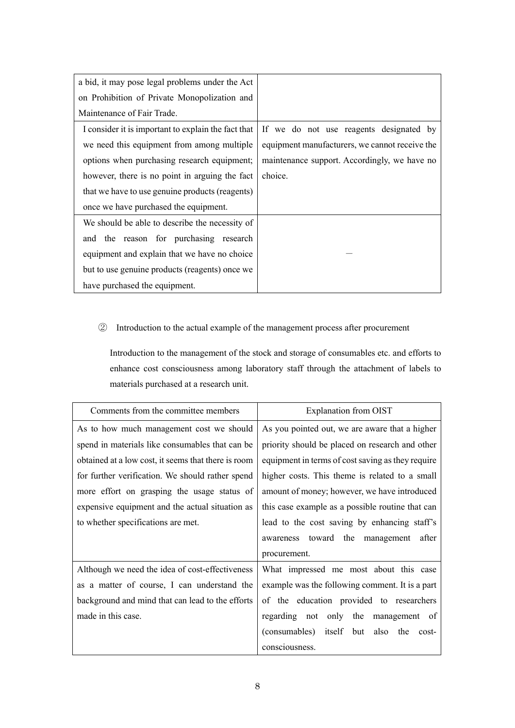| | |
|---|---|
| a bid, it may pose legal problems under the Act on Prohibition of Private Monopolization and Maintenance of Fair Trade. | |
| I consider it is important to explain the fact that we need this equipment from among multiple options when purchasing research equipment; however, there is no point in arguing the fact that we have to use genuine products (reagents) once we have purchased the equipment. | If we do not use reagents designated by equipment manufacturers, we cannot receive the maintenance support. Accordingly, we have no choice. |
| We should be able to describe the necessity of and the reason for purchasing research equipment and explain that we have no choice but to use genuine products (reagents) once we have purchased the equipment. | — |

② Introduction to the actual example of the management process after procurement

Introduction to the management of the stock and storage of consumables etc. and efforts to enhance cost consciousness among laboratory staff through the attachment of labels to materials purchased at a research unit.

| Comments from the committee members | Explanation from OIST |
|---|---|
| As to how much management cost we should spend in materials like consumables that can be obtained at a low cost, it seems that there is room for further verification. We should rather spend more effort on grasping the usage status of expensive equipment and the actual situation as to whether specifications are met. | As you pointed out, we are aware that a higher priority should be placed on research and other equipment in terms of cost saving as they require higher costs. This theme is related to a small amount of money; however, we have introduced this case example as a possible routine that can lead to the cost saving by enhancing staff's awareness toward the management after procurement. |
| Although we need the idea of cost-effectiveness as a matter of course, I can understand the background and mind that can lead to the efforts made in this case. | What impressed me most about this case example was the following comment. It is a part of the education provided to researchers regarding not only the management of (consumables) itself but also the cost-consciousness. |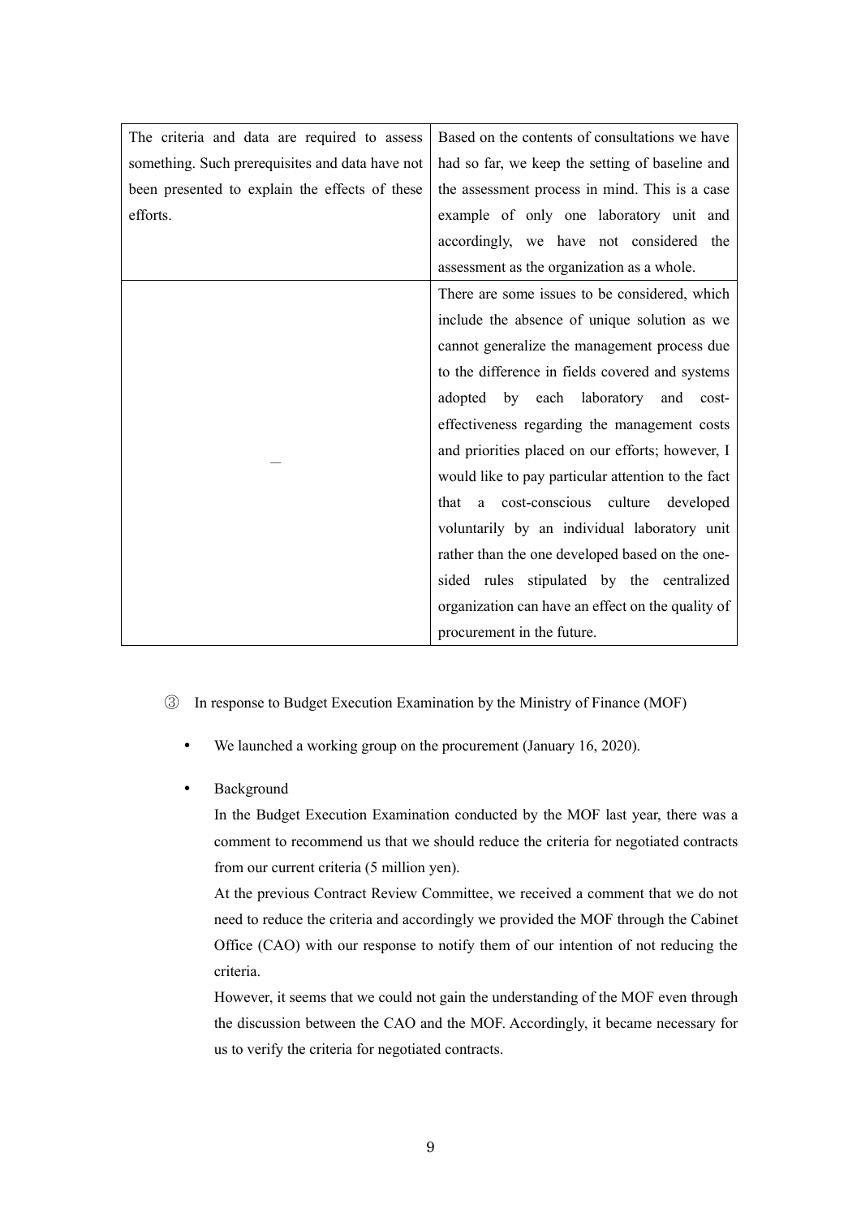| | |
|---|---|
| The criteria and data are required to assess something. Such prerequisites and data have not been presented to explain the effects of these efforts. | Based on the contents of consultations we have had so far, we keep the setting of baseline and the assessment process in mind. This is a case example of only one laboratory unit and accordingly, we have not considered the assessment as the organization as a whole. |
| — | There are some issues to be considered, which include the absence of unique solution as we cannot generalize the management process due to the difference in fields covered and systems adopted by each laboratory and cost-effectiveness regarding the management costs and priorities placed on our efforts; however, I would like to pay particular attention to the fact that a cost-conscious culture developed voluntarily by an individual laboratory unit rather than the one developed based on the one-sided rules stipulated by the centralized organization can have an effect on the quality of procurement in the future. |

③ In response to Budget Execution Examination by the Ministry of Finance (MOF)

- We launched a working group on the procurement (January 16, 2020).
- Background

  In the Budget Execution Examination conducted by the MOF last year, there was a comment to recommend us that we should reduce the criteria for negotiated contracts from our current criteria (5 million yen).

  At the previous Contract Review Committee, we received a comment that we do not need to reduce the criteria and accordingly we provided the MOF through the Cabinet Office (CAO) with our response to notify them of our intention of not reducing the criteria.

  However, it seems that we could not gain the understanding of the MOF even through the discussion between the CAO and the MOF. Accordingly, it became necessary for us to verify the criteria for negotiated contracts.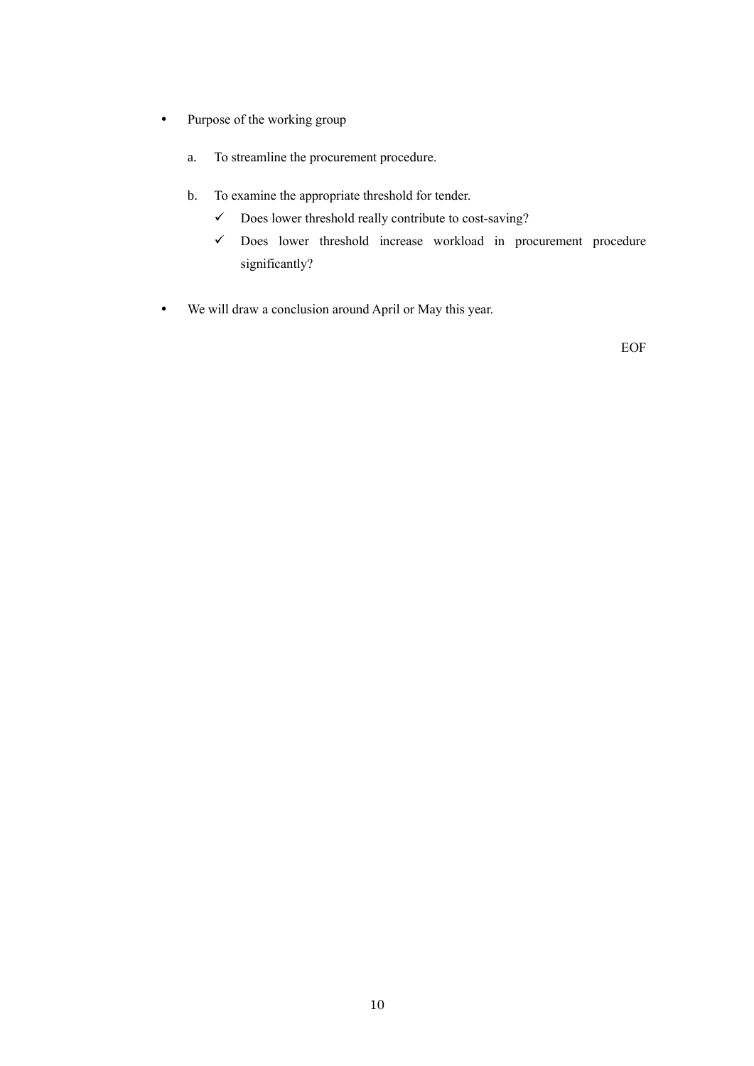- Purpose of the working group

    a. To streamline the procurement procedure.

    b. To examine the appropriate threshold for tender.
        - ✓ Does lower threshold really contribute to cost-saving?
        - ✓ Does lower threshold increase workload in procurement procedure significantly?

- We will draw a conclusion around April or May this year.

EOF